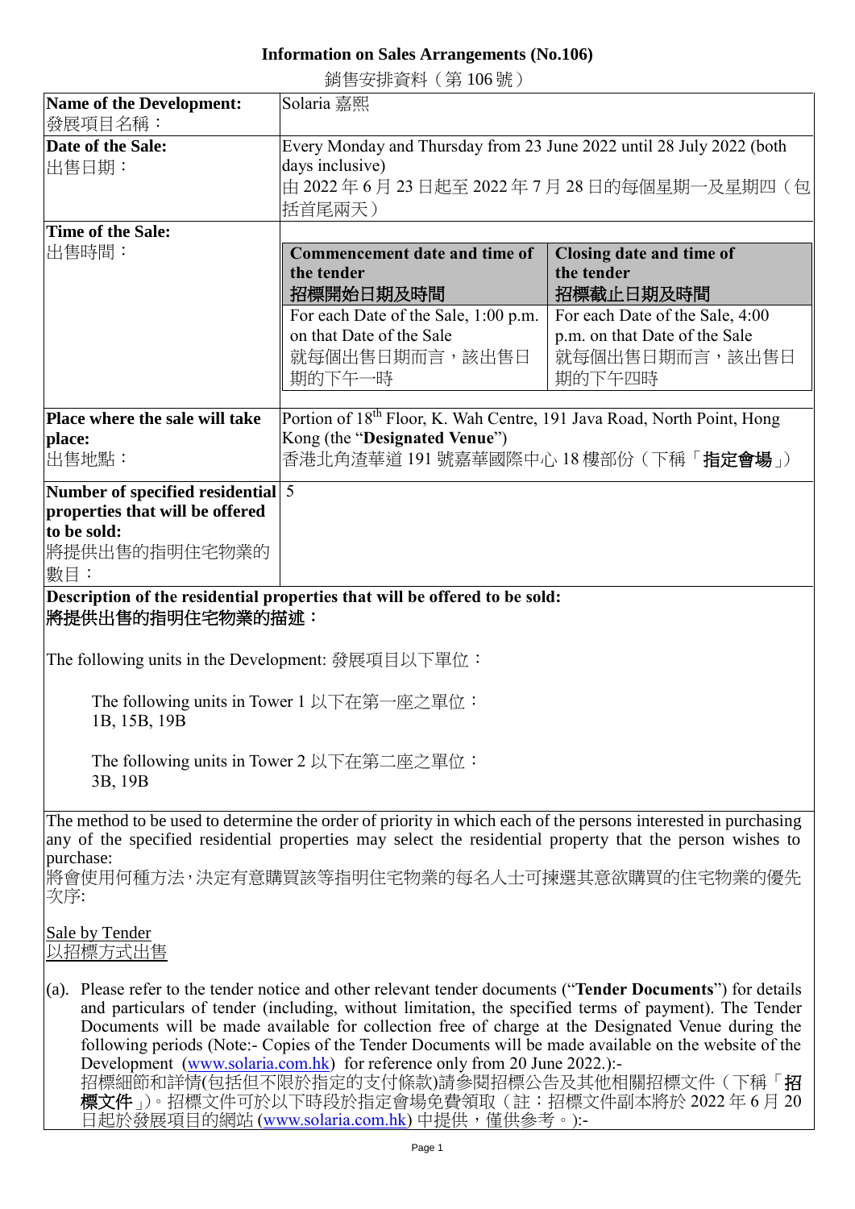# Information on Sales Arrangements (No.106)

銷售安排資料（第 106 號）

| **Name of the Development:**<br>發展項目名稱： | Solaria 嘉熙 |
|---|---|
| **Date of the Sale:**<br>出售日期： | Every Monday and Thursday from 23 June 2022 until 28 July 2022 (both days inclusive)<br>由 2022 年 6 月 23 日起至 2022 年 7 月 28 日的每個星期一及星期四（包括首尾兩天） |
| **Time of the Sale:**<br>出售時間： | **Commencement date and time of the tender 招標開始日期及時間**: For each Date of the Sale, 1:00 p.m. on that Date of the Sale 就每個出售日期而言，該出售日期的下午一時<br>**Closing date and time of the tender 招標截止日期及時間**: For each Date of the Sale, 4:00 p.m. on that Date of the Sale 就每個出售日期而言，該出售日期的下午四時 |
| **Place where the sale will take place:**<br>出售地點： | Portion of 18th Floor, K. Wah Centre, 191 Java Road, North Point, Hong Kong (the "**Designated Venue**")<br>香港北角渣華道 191 號嘉華國際中心 18 樓部份（下稱「**指定會場**」） |
| **Number of specified residential properties that will be offered to be sold:**<br>將提供出售的指明住宅物業的數目： | 5 |

**Description of the residential properties that will be offered to be sold:**
**將提供出售的指明住宅物業的描述：**

The following units in the Development: 發展項目以下單位：

The following units in Tower 1 以下在第一座之單位：
1B, 15B, 19B

The following units in Tower 2 以下在第二座之單位：
3B, 19B

The method to be used to determine the order of priority in which each of the persons interested in purchasing any of the specified residential properties may select the residential property that the person wishes to purchase:
將會使用何種方法，決定有意購買該等指明住宅物業的每名人士可揀選其意欲購買的住宅物業的優先次序:

Sale by Tender
以招標方式出售

(a). Please refer to the tender notice and other relevant tender documents ("**Tender Documents**") for details and particulars of tender (including, without limitation, the specified terms of payment). The Tender Documents will be made available for collection free of charge at the Designated Venue during the following periods (Note:- Copies of the Tender Documents will be made available on the website of the Development (www.solaria.com.hk) for reference only from 20 June 2022.):-
招標細節和詳情(包括但不限於指定的支付條款)請參閱招標公告及其他相關招標文件（下稱「**招標文件**」）。招標文件可於以下時段於指定會場免費領取（註：招標文件副本將於 2022 年 6 月 20 日起於發展項目的網站 (www.solaria.com.hk) 中提供，僅供參考。):-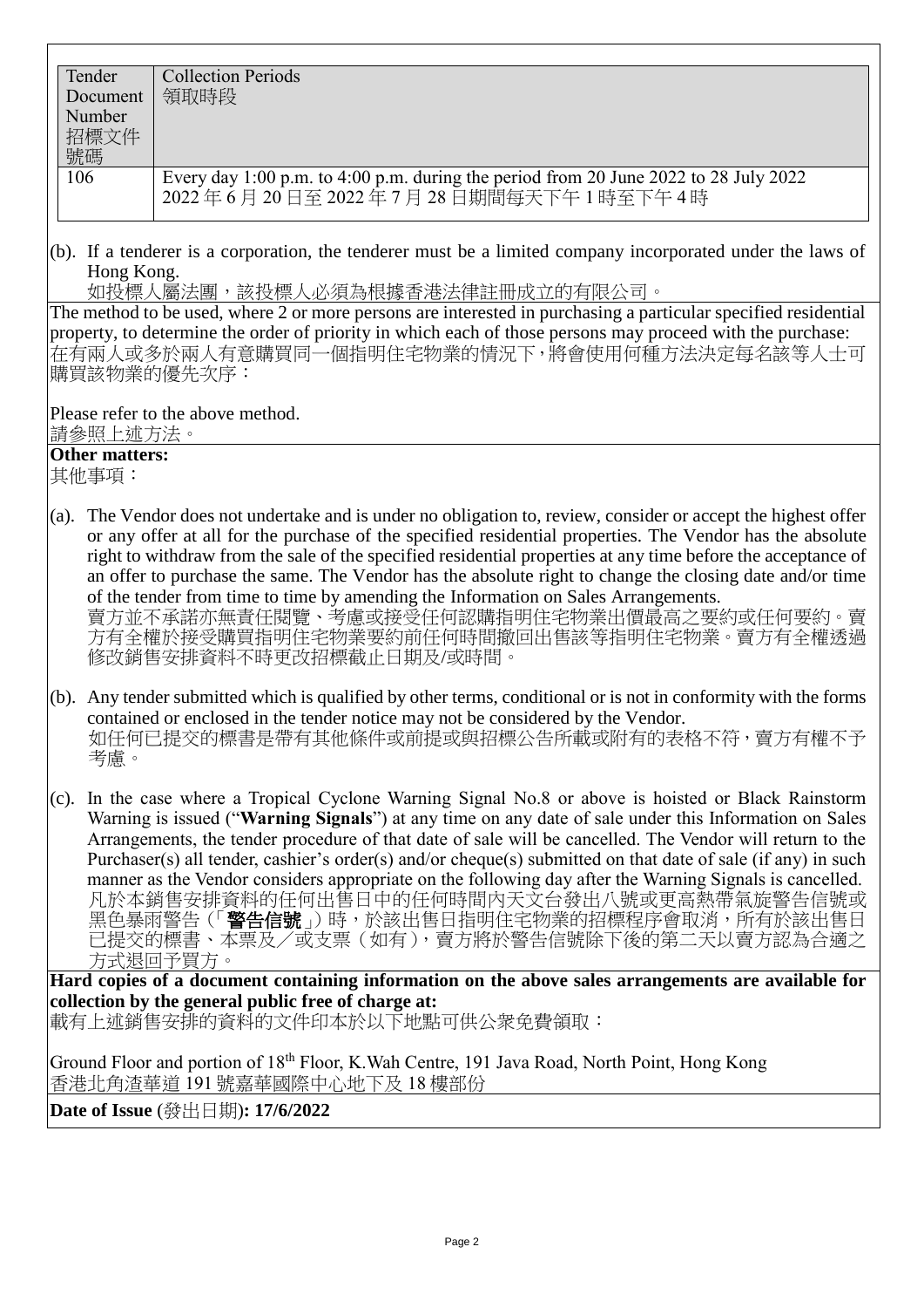| Tender Document Number 招標文件號碼 | Collection Periods 領取時段 |
|---|---|
| 106 | Every day 1:00 p.m. to 4:00 p.m. during the period from 20 June 2022 to 28 July 2022<br>2022 年 6 月 20 日至 2022 年 7 月 28 日期間每天下午 1 時至下午 4 時 |

(b). If a tenderer is a corporation, the tenderer must be a limited company incorporated under the laws of Hong Kong.
如投標人屬法團，該投標人必須為根據香港法律註冊成立的有限公司。

The method to be used, where 2 or more persons are interested in purchasing a particular specified residential property, to determine the order of priority in which each of those persons may proceed with the purchase:
在有兩人或多於兩人有意購買同一個指明住宅物業的情況下，將會使用何種方法決定每名該等人士可購買該物業的優先次序：

Please refer to the above method.
請參照上述方法。

**Other matters:**
其他事項：

(a). The Vendor does not undertake and is under no obligation to, review, consider or accept the highest offer or any offer at all for the purchase of the specified residential properties. The Vendor has the absolute right to withdraw from the sale of the specified residential properties at any time before the acceptance of an offer to purchase the same. The Vendor has the absolute right to change the closing date and/or time of the tender from time to time by amending the Information on Sales Arrangements.
賣方並不承諾亦無責任閱覽、考慮或接受任何認購指明住宅物業出價最高之要約或任何要約。賣方有全權於接受購買指明住宅物業要約前任何時間撤回出售該等指明住宅物業。賣方有全權透過修改銷售安排資料不時更改招標截止日期及/或時間。

(b). Any tender submitted which is qualified by other terms, conditional or is not in conformity with the forms contained or enclosed in the tender notice may not be considered by the Vendor.
如任何已提交的標書是帶有其他條件或前提或與招標公告所載或附有的表格不符，賣方有權不予考慮。

(c). In the case where a Tropical Cyclone Warning Signal No.8 or above is hoisted or Black Rainstorm Warning is issued ("**Warning Signals**") at any time on any date of sale under this Information on Sales Arrangements, the tender procedure of that date of sale will be cancelled. The Vendor will return to the Purchaser(s) all tender, cashier's order(s) and/or cheque(s) submitted on that date of sale (if any) in such manner as the Vendor considers appropriate on the following day after the Warning Signals is cancelled.
凡於本銷售安排資料的任何出售日中的任何時間內天文台發出八號或更高熱帶氣旋警告信號或黑色暴雨警告（「**警告信號**」）時，於該出售日指明住宅物業的招標程序會取消，所有於該出售日已提交的標書、本票及／或支票（如有），賣方將於警告信號除下後的第二天以賣方認為合適之方式退回予買方。

**Hard copies of a document containing information on the above sales arrangements are available for collection by the general public free of charge at:**
載有上述銷售安排的資料的文件印本於以下地點可供公眾免費領取：

Ground Floor and portion of 18th Floor, K.Wah Centre, 191 Java Road, North Point, Hong Kong
香港北角渣華道 191 號嘉華國際中心地下及 18 樓部份

**Date of Issue** (發出日期)**: 17/6/2022**